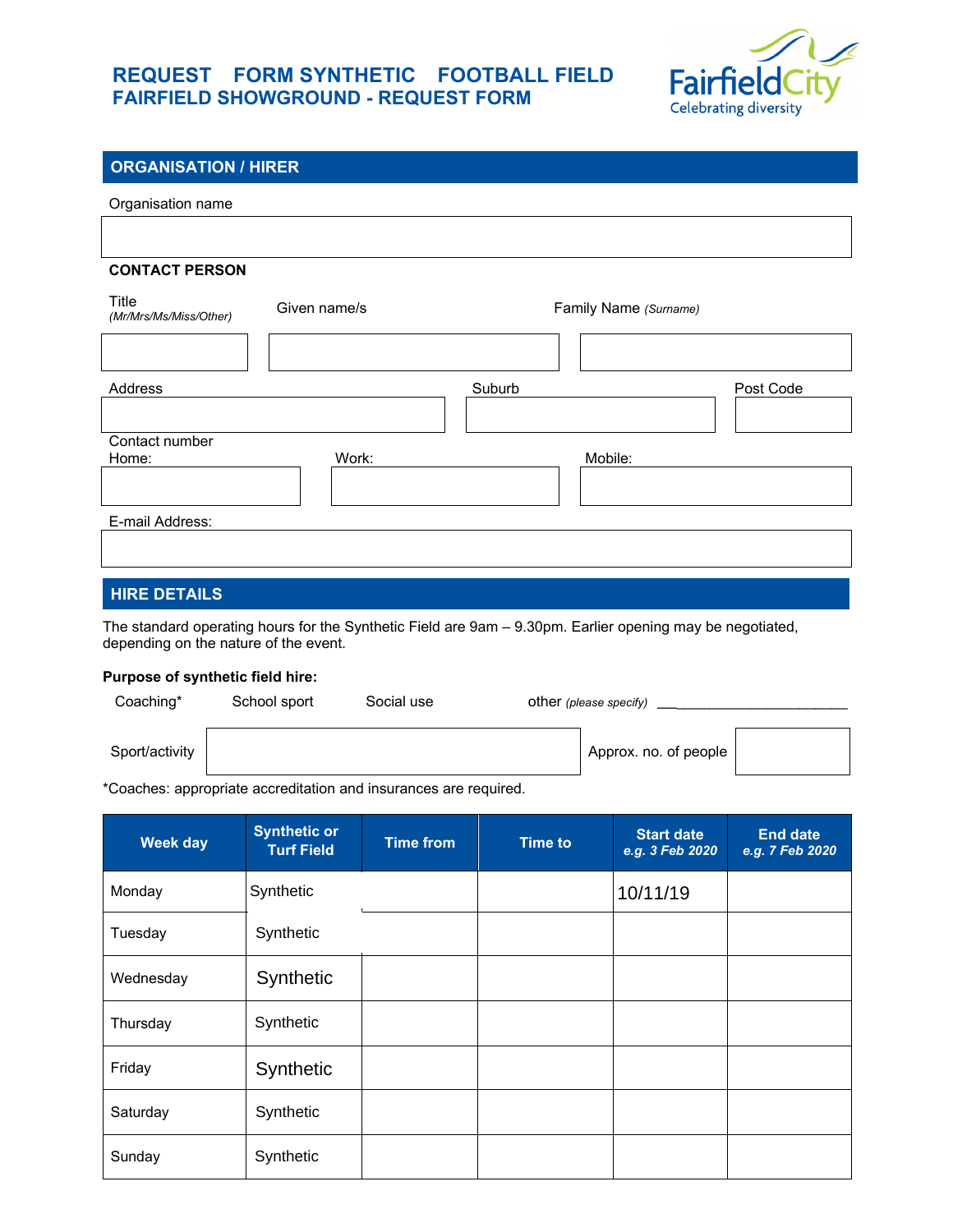# REQUEST FORM SYNTHETIC FOOTBALL FIELD
# FAIRFIELD SHOWGROUND - REQUEST FORM

FairfieldCity
Celebrating diversity

## ORGANISATION / HIRER

Organisation name

| |
|---|
| |

**CONTACT PERSON**

| Title *(Mr/Mrs/Ms/Miss/Other)* | Given name/s | Family Name *(Surname)* |
|---|---|---|
| | | |

| Address | Suburb | Post Code |
|---|---|---|
| | | |

Contact number

| Home: | Work: | Mobile: |
|---|---|---|
| | | |

E-mail Address:

| |
|---|
| |

## HIRE DETAILS

The standard operating hours for the Synthetic Field are 9am – 9.30pm. Earlier opening may be negotiated, depending on the nature of the event.

**Purpose of synthetic field hire:**

Coaching* School sport Social use other *(please specify)* ___________________________

| Sport/activity | | Approx. no. of people | |
|---|---|---|---|

*Coaches: appropriate accreditation and insurances are required.

| Week day | Synthetic or Turf Field | Time from | Time to | Start date *e.g. 3 Feb 2020* | End date *e.g. 7 Feb 2020* |
|---|---|---|---|---|---|
| Monday | Synthetic | | | 10/11/19 | |
| Tuesday | Synthetic | | | | |
| Wednesday | Synthetic | | | | |
| Thursday | Synthetic | | | | |
| Friday | Synthetic | | | | |
| Saturday | Synthetic | | | | |
| Sunday | Synthetic | | | | |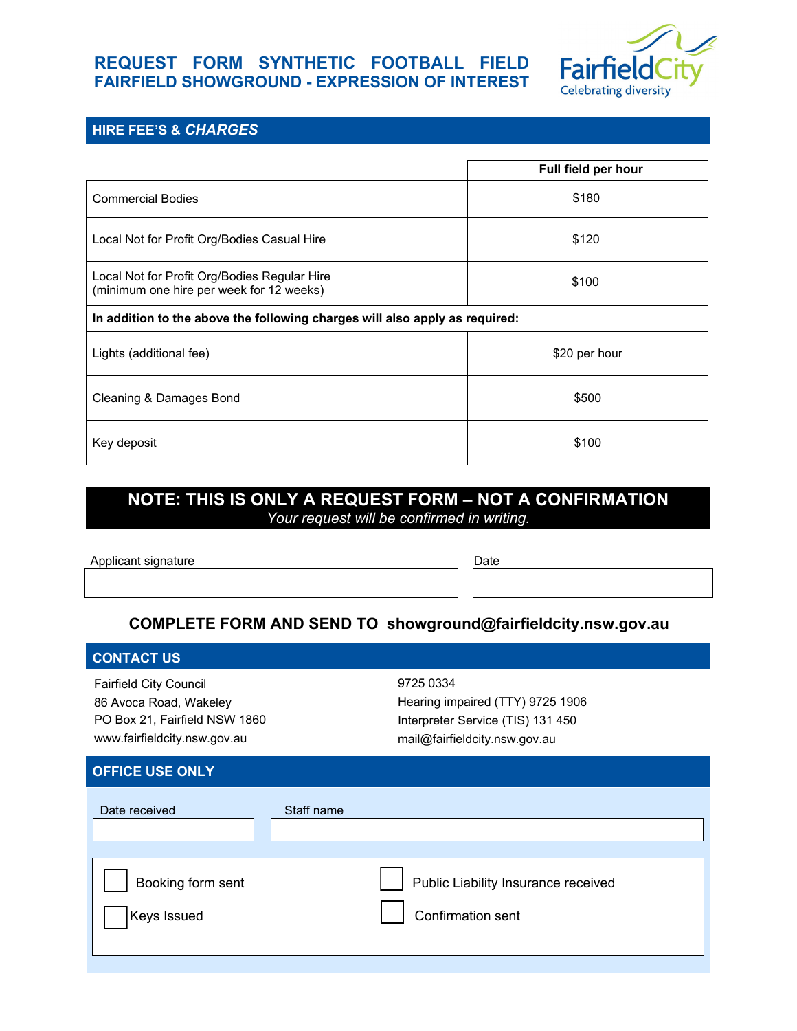# REQUEST FORM SYNTHETIC FOOTBALL FIELD FAIRFIELD SHOWGROUND - EXPRESSION OF INTEREST

FairfieldCity
Celebrating diversity

## HIRE FEE'S & *CHARGES*

| | Full field per hour |
|---|---|
| Commercial Bodies | $180 |
| Local Not for Profit Org/Bodies Casual Hire | $120 |
| Local Not for Profit Org/Bodies Regular Hire (minimum one hire per week for 12 weeks) | $100 |
| **In addition to the above the following charges will also apply as required:** | |
| Lights (additional fee) | $20 per hour |
| Cleaning & Damages Bond | $500 |
| Key deposit | $100 |

**NOTE: THIS IS ONLY A REQUEST FORM – NOT A CONFIRMATION**
*Your request will be confirmed in writing.*

| Applicant signature | Date |
|---|---|
| | |

**COMPLETE FORM AND SEND TO showground@fairfieldcity.nsw.gov.au**

## CONTACT US

Fairfield City Council
86 Avoca Road, Wakeley
PO Box 21, Fairfield NSW 1860
www.fairfieldcity.nsw.gov.au

9725 0334
Hearing impaired (TTY) 9725 1906
Interpreter Service (TIS) 131 450
mail@fairfieldcity.nsw.gov.au

## OFFICE USE ONLY

| Date received | Staff name |
|---|---|
| | |

- ☐ Booking form sent
- ☐ Keys Issued
- ☐ Public Liability Insurance received
- ☐ Confirmation sent